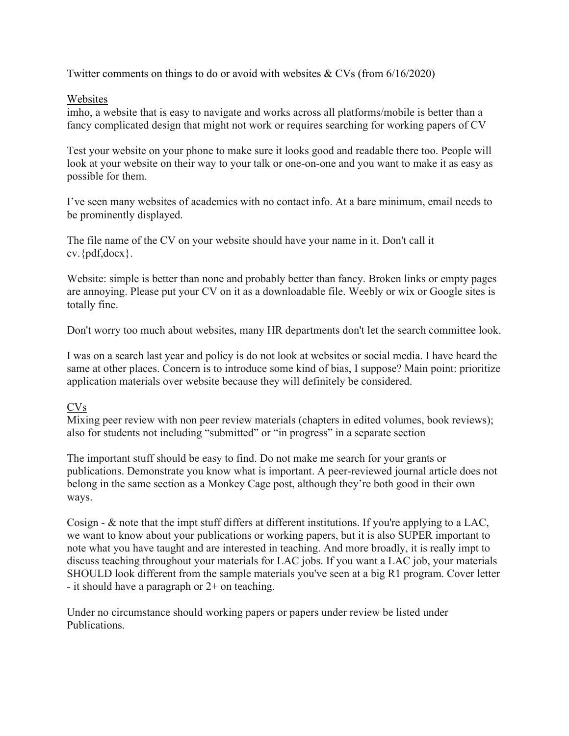Twitter comments on things to do or avoid with websites & CVs (from 6/16/2020)

## Websites

imho, a website that is easy to navigate and works across all platforms/mobile is better than a fancy complicated design that might not work or requires searching for working papers of CV

Test your website on your phone to make sure it looks good and readable there too. People will look at your website on their way to your talk or one-on-one and you want to make it as easy as possible for them.

I've seen many websites of academics with no contact info. At a bare minimum, email needs to be prominently displayed.

The file name of the CV on your website should have your name in it. Don't call it cv.{pdf,docx}.

Website: simple is better than none and probably better than fancy. Broken links or empty pages are annoying. Please put your CV on it as a downloadable file. Weebly or wix or Google sites is totally fine.

Don't worry too much about websites, many HR departments don't let the search committee look.

I was on a search last year and policy is do not look at websites or social media. I have heard the same at other places. Concern is to introduce some kind of bias, I suppose? Main point: prioritize application materials over website because they will definitely be considered.

## CVs

Mixing peer review with non peer review materials (chapters in edited volumes, book reviews); also for students not including "submitted" or "in progress" in a separate section

The important stuff should be easy to find. Do not make me search for your grants or publications. Demonstrate you know what is important. A peer-reviewed journal article does not belong in the same section as a Monkey Cage post, although they're both good in their own ways.

Cosign - & note that the impt stuff differs at different institutions. If you're applying to a LAC, we want to know about your publications or working papers, but it is also SUPER important to note what you have taught and are interested in teaching. And more broadly, it is really impt to discuss teaching throughout your materials for LAC jobs. If you want a LAC job, your materials SHOULD look different from the sample materials you've seen at a big R1 program. Cover letter - it should have a paragraph or 2+ on teaching.

Under no circumstance should working papers or papers under review be listed under Publications.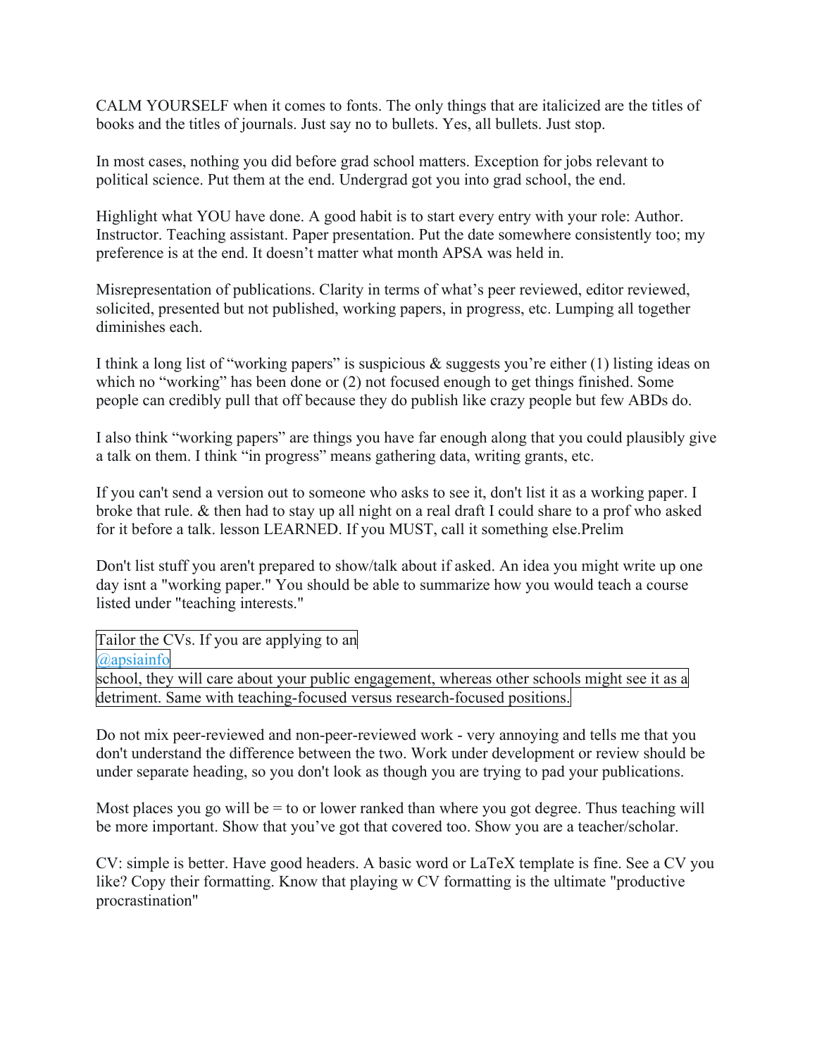CALM YOURSELF when it comes to fonts. The only things that are italicized are the titles of books and the titles of journals. Just say no to bullets. Yes, all bullets. Just stop.

In most cases, nothing you did before grad school matters. Exception for jobs relevant to political science. Put them at the end. Undergrad got you into grad school, the end.

Highlight what YOU have done. A good habit is to start every entry with your role: Author. Instructor. Teaching assistant. Paper presentation. Put the date somewhere consistently too; my preference is at the end. It doesn't matter what month APSA was held in.

Misrepresentation of publications. Clarity in terms of what's peer reviewed, editor reviewed, solicited, presented but not published, working papers, in progress, etc. Lumping all together diminishes each.

I think a long list of "working papers" is suspicious & suggests you're either (1) listing ideas on which no "working" has been done or (2) not focused enough to get things finished. Some people can credibly pull that off because they do publish like crazy people but few ABDs do.

I also think "working papers" are things you have far enough along that you could plausibly give a talk on them. I think "in progress" means gathering data, writing grants, etc.

If you can't send a version out to someone who asks to see it, don't list it as a working paper. I broke that rule. & then had to stay up all night on a real draft I could share to a prof who asked for it before a talk. lesson LEARNED. If you MUST, call it something else.Prelim

Don't list stuff you aren't prepared to show/talk about if asked. An idea you might write up one day isnt a "working paper." You should be able to summarize how you would teach a course listed under "teaching interests."

Tailor the CVs. If you are applying to an
@apsiainfo
school, they will care about your public engagement, whereas other schools might see it as a detriment. Same with teaching-focused versus research-focused positions.

Do not mix peer-reviewed and non-peer-reviewed work - very annoying and tells me that you don't understand the difference between the two. Work under development or review should be under separate heading, so you don't look as though you are trying to pad your publications.

Most places you go will be = to or lower ranked than where you got degree. Thus teaching will be more important. Show that you've got that covered too. Show you are a teacher/scholar.

CV: simple is better. Have good headers. A basic word or LaTeX template is fine. See a CV you like? Copy their formatting. Know that playing w CV formatting is the ultimate "productive procrastination"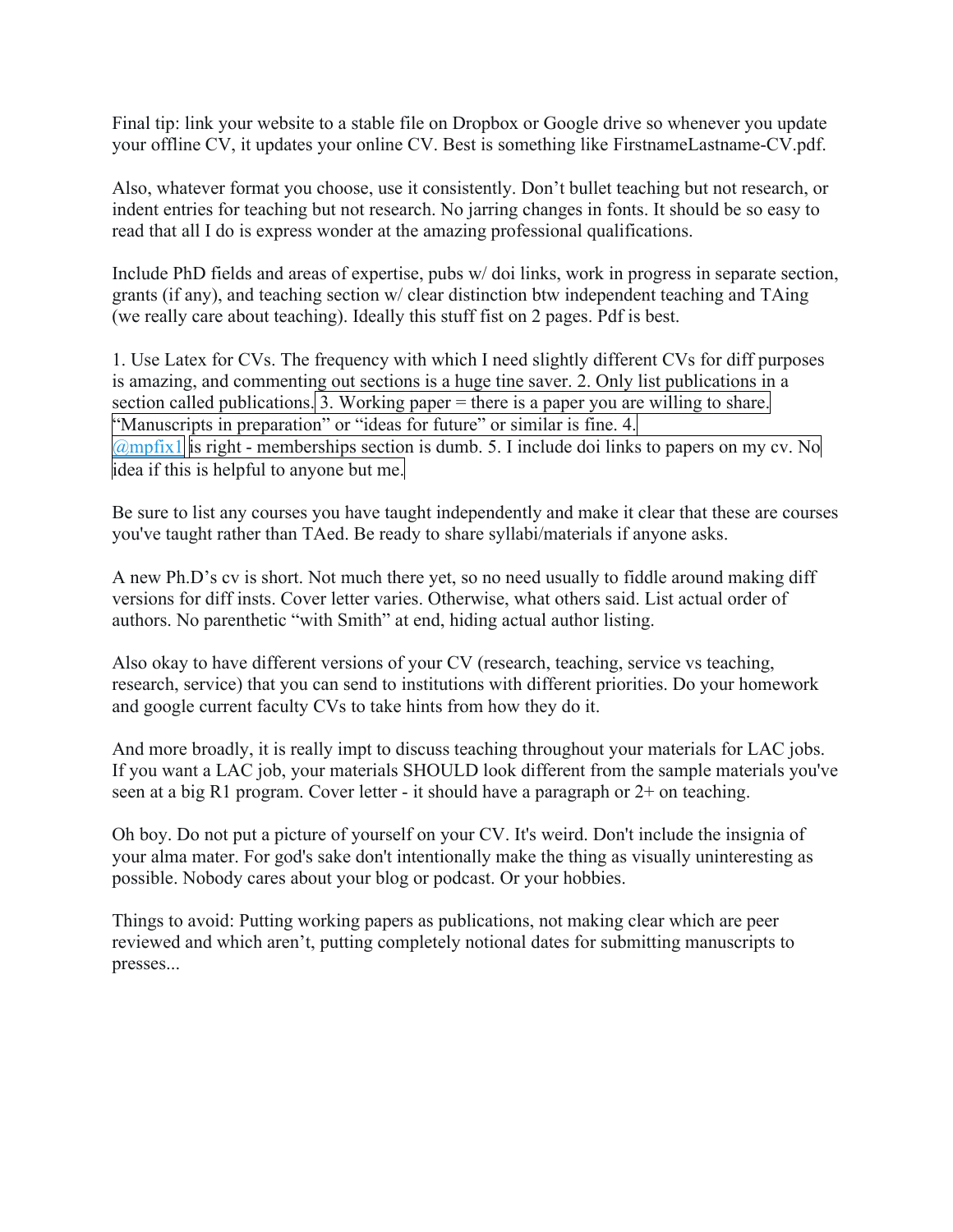Final tip: link your website to a stable file on Dropbox or Google drive so whenever you update your offline CV, it updates your online CV. Best is something like FirstnameLastname-CV.pdf.

Also, whatever format you choose, use it consistently. Don't bullet teaching but not research, or indent entries for teaching but not research. No jarring changes in fonts. It should be so easy to read that all I do is express wonder at the amazing professional qualifications.

Include PhD fields and areas of expertise, pubs w/ doi links, work in progress in separate section, grants (if any), and teaching section w/ clear distinction btw independent teaching and TAing (we really care about teaching). Ideally this stuff fist on 2 pages. Pdf is best.

1. Use Latex for CVs. The frequency with which I need slightly different CVs for diff purposes is amazing, and commenting out sections is a huge tine saver. 2. Only list publications in a section called publications. 3. Working paper = there is a paper you are willing to share. "Manuscripts in preparation" or "ideas for future" or similar is fine. 4. @mpfix1 is right - memberships section is dumb. 5. I include doi links to papers on my cv. No idea if this is helpful to anyone but me.

Be sure to list any courses you have taught independently and make it clear that these are courses you've taught rather than TAed. Be ready to share syllabi/materials if anyone asks.

A new Ph.D's cv is short. Not much there yet, so no need usually to fiddle around making diff versions for diff insts. Cover letter varies. Otherwise, what others said. List actual order of authors. No parenthetic "with Smith" at end, hiding actual author listing.

Also okay to have different versions of your CV (research, teaching, service vs teaching, research, service) that you can send to institutions with different priorities. Do your homework and google current faculty CVs to take hints from how they do it.

And more broadly, it is really impt to discuss teaching throughout your materials for LAC jobs. If you want a LAC job, your materials SHOULD look different from the sample materials you've seen at a big R1 program. Cover letter - it should have a paragraph or 2+ on teaching.

Oh boy. Do not put a picture of yourself on your CV. It's weird. Don't include the insignia of your alma mater. For god's sake don't intentionally make the thing as visually uninteresting as possible. Nobody cares about your blog or podcast. Or your hobbies.

Things to avoid: Putting working papers as publications, not making clear which are peer reviewed and which aren't, putting completely notional dates for submitting manuscripts to presses...